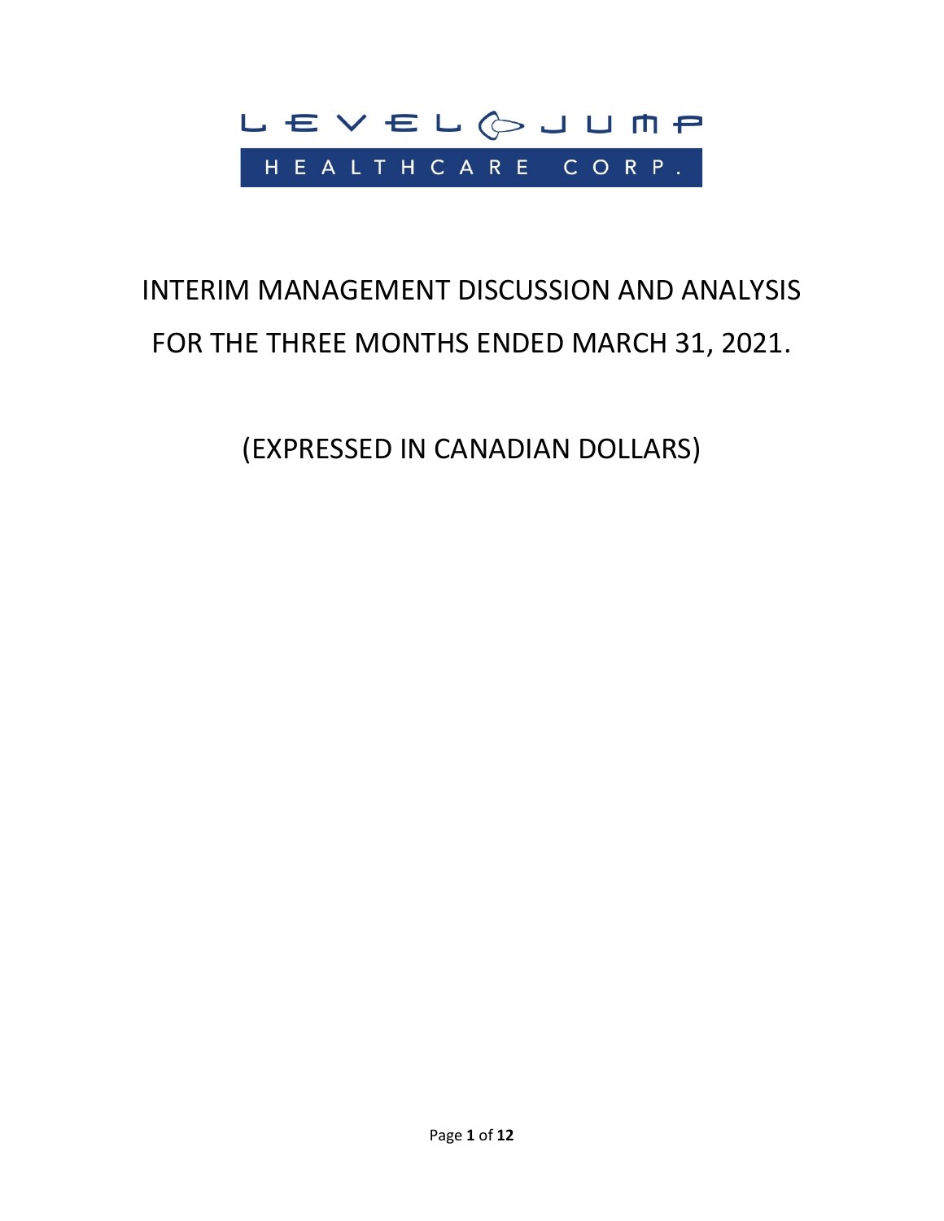LEVEL JUMP

HEALTHCARE CORP.

# INTERIM MANAGEMENT DISCUSSION AND ANALYSIS FOR THE THREE MONTHS ENDED MARCH 31, 2021.

## (EXPRESSED IN CANADIAN DOLLARS)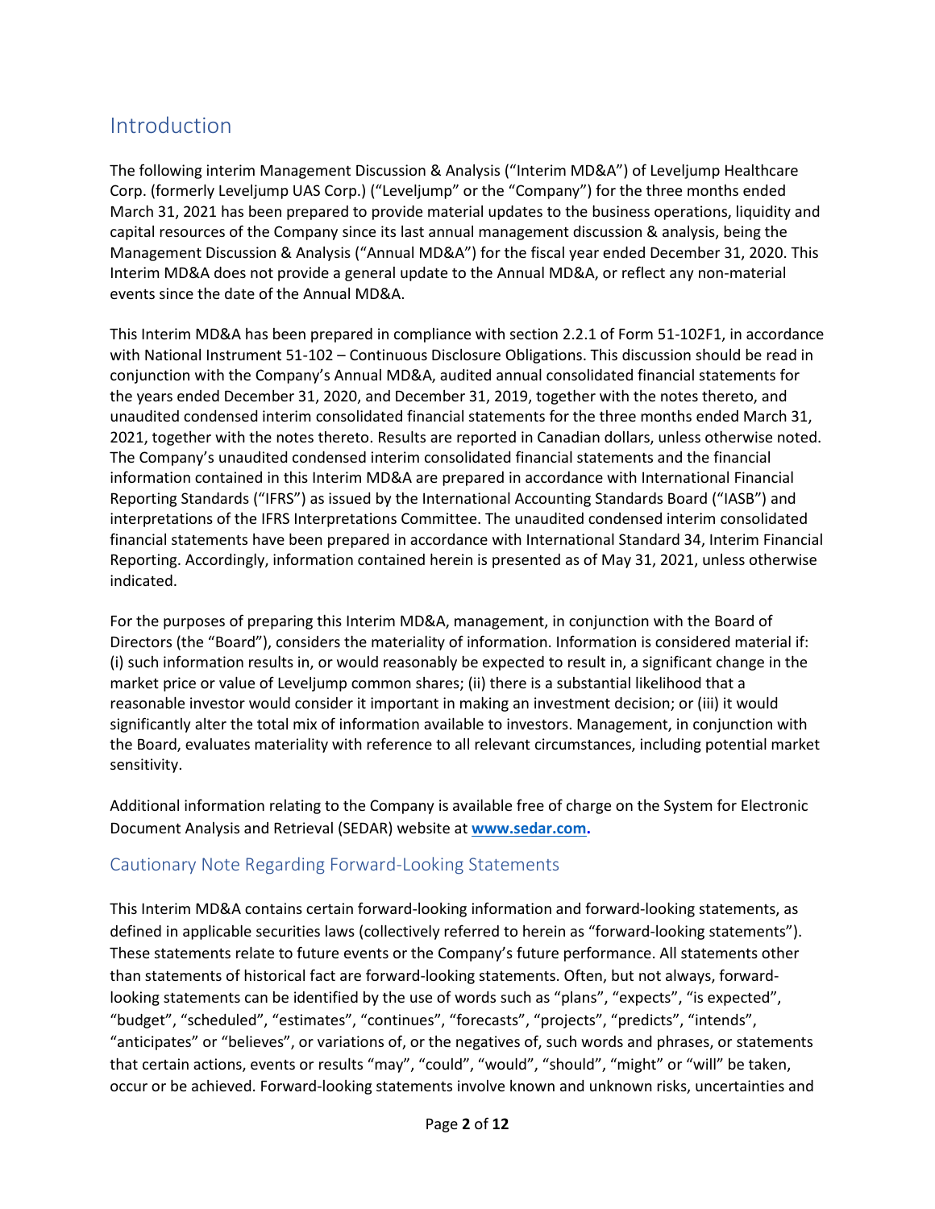## Introduction

The following interim Management Discussion & Analysis ("Interim MD&A") of Leveljump Healthcare Corp. (formerly Leveljump UAS Corp.) ("Leveljump" or the "Company") for the three months ended March 31, 2021 has been prepared to provide material updates to the business operations, liquidity and capital resources of the Company since its last annual management discussion & analysis, being the Management Discussion & Analysis ("Annual MD&A") for the fiscal year ended December 31, 2020. This Interim MD&A does not provide a general update to the Annual MD&A, or reflect any non-material events since the date of the Annual MD&A.

This Interim MD&A has been prepared in compliance with section 2.2.1 of Form 51-102F1, in accordance with National Instrument 51-102 – Continuous Disclosure Obligations. This discussion should be read in conjunction with the Company's Annual MD&A, audited annual consolidated financial statements for the years ended December 31, 2020, and December 31, 2019, together with the notes thereto, and unaudited condensed interim consolidated financial statements for the three months ended March 31, 2021, together with the notes thereto. Results are reported in Canadian dollars, unless otherwise noted. The Company's unaudited condensed interim consolidated financial statements and the financial information contained in this Interim MD&A are prepared in accordance with International Financial Reporting Standards ("IFRS") as issued by the International Accounting Standards Board ("IASB") and interpretations of the IFRS Interpretations Committee. The unaudited condensed interim consolidated financial statements have been prepared in accordance with International Standard 34, Interim Financial Reporting. Accordingly, information contained herein is presented as of May 31, 2021, unless otherwise indicated.

For the purposes of preparing this Interim MD&A, management, in conjunction with the Board of Directors (the "Board"), considers the materiality of information. Information is considered material if: (i) such information results in, or would reasonably be expected to result in, a significant change in the market price or value of Leveljump common shares; (ii) there is a substantial likelihood that a reasonable investor would consider it important in making an investment decision; or (iii) it would significantly alter the total mix of information available to investors. Management, in conjunction with the Board, evaluates materiality with reference to all relevant circumstances, including potential market sensitivity.

Additional information relating to the Company is available free of charge on the System for Electronic Document Analysis and Retrieval (SEDAR) website at **www.sedar.com.**

### Cautionary Note Regarding Forward-Looking Statements

This Interim MD&A contains certain forward-looking information and forward-looking statements, as defined in applicable securities laws (collectively referred to herein as "forward-looking statements"). These statements relate to future events or the Company's future performance. All statements other than statements of historical fact are forward-looking statements. Often, but not always, forward-looking statements can be identified by the use of words such as "plans", "expects", "is expected", "budget", "scheduled", "estimates", "continues", "forecasts", "projects", "predicts", "intends", "anticipates" or "believes", or variations of, or the negatives of, such words and phrases, or statements that certain actions, events or results "may", "could", "would", "should", "might" or "will" be taken, occur or be achieved. Forward-looking statements involve known and unknown risks, uncertainties and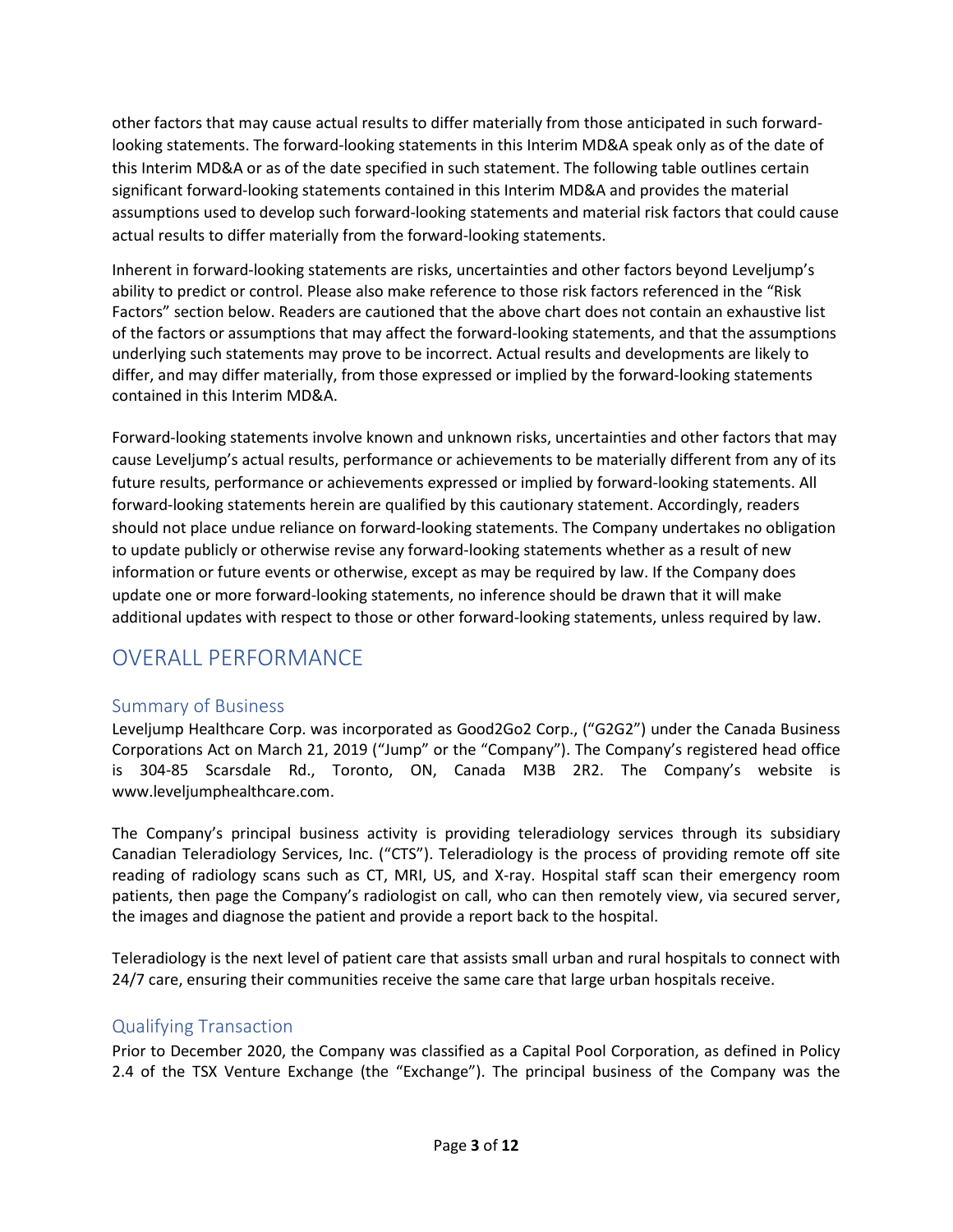other factors that may cause actual results to differ materially from those anticipated in such forward-looking statements. The forward-looking statements in this Interim MD&A speak only as of the date of this Interim MD&A or as of the date specified in such statement. The following table outlines certain significant forward-looking statements contained in this Interim MD&A and provides the material assumptions used to develop such forward-looking statements and material risk factors that could cause actual results to differ materially from the forward-looking statements.

Inherent in forward-looking statements are risks, uncertainties and other factors beyond Leveljump's ability to predict or control. Please also make reference to those risk factors referenced in the "Risk Factors" section below. Readers are cautioned that the above chart does not contain an exhaustive list of the factors or assumptions that may affect the forward-looking statements, and that the assumptions underlying such statements may prove to be incorrect. Actual results and developments are likely to differ, and may differ materially, from those expressed or implied by the forward-looking statements contained in this Interim MD&A.

Forward-looking statements involve known and unknown risks, uncertainties and other factors that may cause Leveljump's actual results, performance or achievements to be materially different from any of its future results, performance or achievements expressed or implied by forward-looking statements. All forward-looking statements herein are qualified by this cautionary statement. Accordingly, readers should not place undue reliance on forward-looking statements. The Company undertakes no obligation to update publicly or otherwise revise any forward-looking statements whether as a result of new information or future events or otherwise, except as may be required by law. If the Company does update one or more forward-looking statements, no inference should be drawn that it will make additional updates with respect to those or other forward-looking statements, unless required by law.

# OVERALL PERFORMANCE

## Summary of Business

Leveljump Healthcare Corp. was incorporated as Good2Go2 Corp., ("G2G2") under the Canada Business Corporations Act on March 21, 2019 ("Jump" or the "Company"). The Company's registered head office is 304-85 Scarsdale Rd., Toronto, ON, Canada M3B 2R2. The Company's website is www.leveljumphealthcare.com.

The Company's principal business activity is providing teleradiology services through its subsidiary Canadian Teleradiology Services, Inc. ("CTS"). Teleradiology is the process of providing remote off site reading of radiology scans such as CT, MRI, US, and X-ray. Hospital staff scan their emergency room patients, then page the Company's radiologist on call, who can then remotely view, via secured server, the images and diagnose the patient and provide a report back to the hospital.

Teleradiology is the next level of patient care that assists small urban and rural hospitals to connect with 24/7 care, ensuring their communities receive the same care that large urban hospitals receive.

## Qualifying Transaction

Prior to December 2020, the Company was classified as a Capital Pool Corporation, as defined in Policy 2.4 of the TSX Venture Exchange (the "Exchange"). The principal business of the Company was the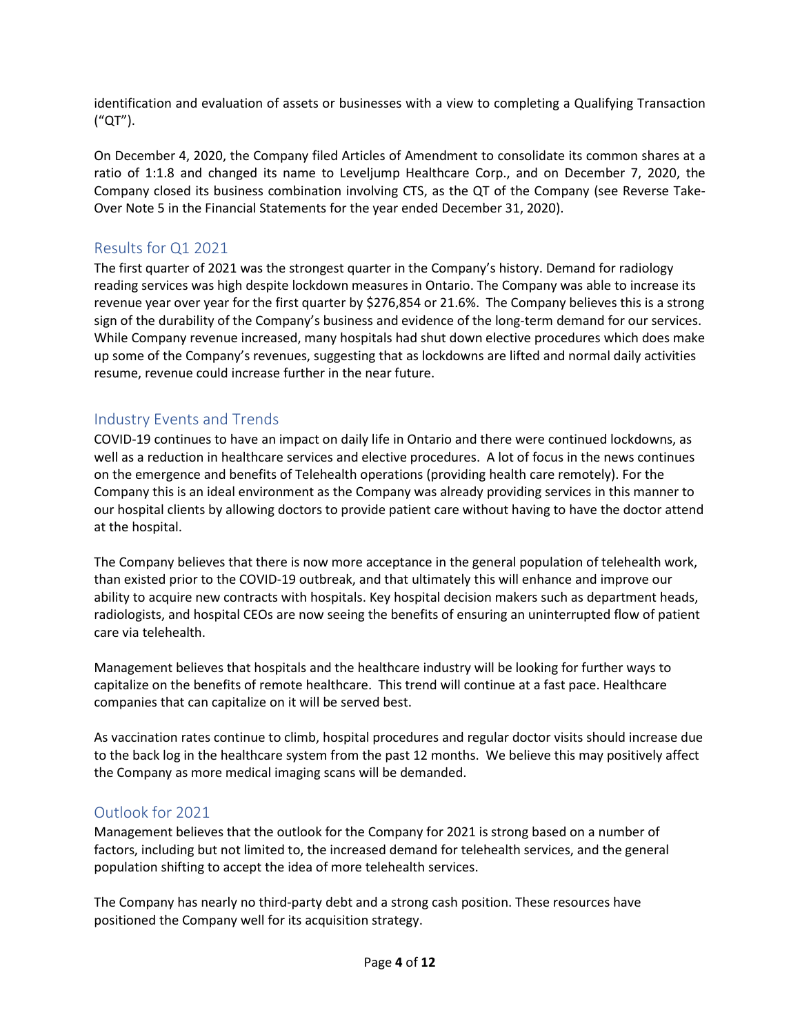identification and evaluation of assets or businesses with a view to completing a Qualifying Transaction ("QT").

On December 4, 2020, the Company filed Articles of Amendment to consolidate its common shares at a ratio of 1:1.8 and changed its name to Leveljump Healthcare Corp., and on December 7, 2020, the Company closed its business combination involving CTS, as the QT of the Company (see Reverse Take-Over Note 5 in the Financial Statements for the year ended December 31, 2020).

## Results for Q1 2021

The first quarter of 2021 was the strongest quarter in the Company's history. Demand for radiology reading services was high despite lockdown measures in Ontario. The Company was able to increase its revenue year over year for the first quarter by $276,854 or 21.6%. The Company believes this is a strong sign of the durability of the Company's business and evidence of the long-term demand for our services. While Company revenue increased, many hospitals had shut down elective procedures which does make up some of the Company's revenues, suggesting that as lockdowns are lifted and normal daily activities resume, revenue could increase further in the near future.

## Industry Events and Trends

COVID-19 continues to have an impact on daily life in Ontario and there were continued lockdowns, as well as a reduction in healthcare services and elective procedures. A lot of focus in the news continues on the emergence and benefits of Telehealth operations (providing health care remotely). For the Company this is an ideal environment as the Company was already providing services in this manner to our hospital clients by allowing doctors to provide patient care without having to have the doctor attend at the hospital.

The Company believes that there is now more acceptance in the general population of telehealth work, than existed prior to the COVID-19 outbreak, and that ultimately this will enhance and improve our ability to acquire new contracts with hospitals. Key hospital decision makers such as department heads, radiologists, and hospital CEOs are now seeing the benefits of ensuring an uninterrupted flow of patient care via telehealth.

Management believes that hospitals and the healthcare industry will be looking for further ways to capitalize on the benefits of remote healthcare. This trend will continue at a fast pace. Healthcare companies that can capitalize on it will be served best.

As vaccination rates continue to climb, hospital procedures and regular doctor visits should increase due to the back log in the healthcare system from the past 12 months. We believe this may positively affect the Company as more medical imaging scans will be demanded.

## Outlook for 2021

Management believes that the outlook for the Company for 2021 is strong based on a number of factors, including but not limited to, the increased demand for telehealth services, and the general population shifting to accept the idea of more telehealth services.

The Company has nearly no third-party debt and a strong cash position. These resources have positioned the Company well for its acquisition strategy.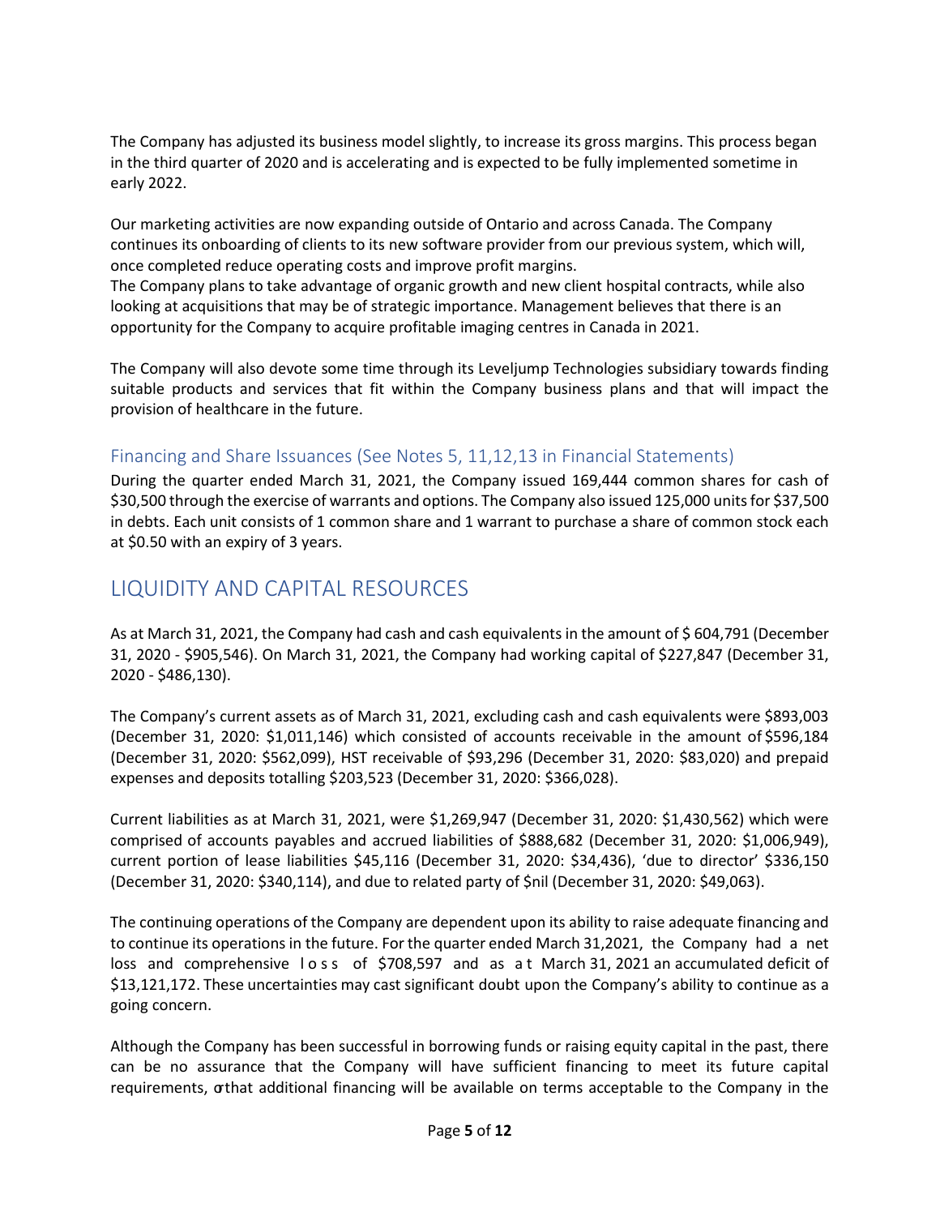The Company has adjusted its business model slightly, to increase its gross margins. This process began in the third quarter of 2020 and is accelerating and is expected to be fully implemented sometime in early 2022.

Our marketing activities are now expanding outside of Ontario and across Canada. The Company continues its onboarding of clients to its new software provider from our previous system, which will, once completed reduce operating costs and improve profit margins.
The Company plans to take advantage of organic growth and new client hospital contracts, while also looking at acquisitions that may be of strategic importance. Management believes that there is an opportunity for the Company to acquire profitable imaging centres in Canada in 2021.

The Company will also devote some time through its Leveljump Technologies subsidiary towards finding suitable products and services that fit within the Company business plans and that will impact the provision of healthcare in the future.

### Financing and Share Issuances (See Notes 5, 11,12,13 in Financial Statements)

During the quarter ended March 31, 2021, the Company issued 169,444 common shares for cash of $30,500 through the exercise of warrants and options. The Company also issued 125,000 units for $37,500 in debts. Each unit consists of 1 common share and 1 warrant to purchase a share of common stock each at $0.50 with an expiry of 3 years.

## LIQUIDITY AND CAPITAL RESOURCES

As at March 31, 2021, the Company had cash and cash equivalents in the amount of $ 604,791 (December 31, 2020 - $905,546). On March 31, 2021, the Company had working capital of $227,847 (December 31, 2020 - $486,130).

The Company's current assets as of March 31, 2021, excluding cash and cash equivalents were $893,003 (December 31, 2020: $1,011,146) which consisted of accounts receivable in the amount of $596,184 (December 31, 2020: $562,099), HST receivable of $93,296 (December 31, 2020: $83,020) and prepaid expenses and deposits totalling $203,523 (December 31, 2020: $366,028).

Current liabilities as at March 31, 2021, were $1,269,947 (December 31, 2020: $1,430,562) which were comprised of accounts payables and accrued liabilities of $888,682 (December 31, 2020: $1,006,949), current portion of lease liabilities $45,116 (December 31, 2020: $34,436), 'due to director' $336,150 (December 31, 2020: $340,114), and due to related party of $nil (December 31, 2020: $49,063).

The continuing operations of the Company are dependent upon its ability to raise adequate financing and to continue its operations in the future. For the quarter ended March 31,2021, the Company had a net loss and comprehensive loss of $708,597 and as at March 31, 2021 an accumulated deficit of $13,121,172. These uncertainties may cast significant doubt upon the Company's ability to continue as a going concern.

Although the Company has been successful in borrowing funds or raising equity capital in the past, there can be no assurance that the Company will have sufficient financing to meet its future capital requirements, or that additional financing will be available on terms acceptable to the Company in the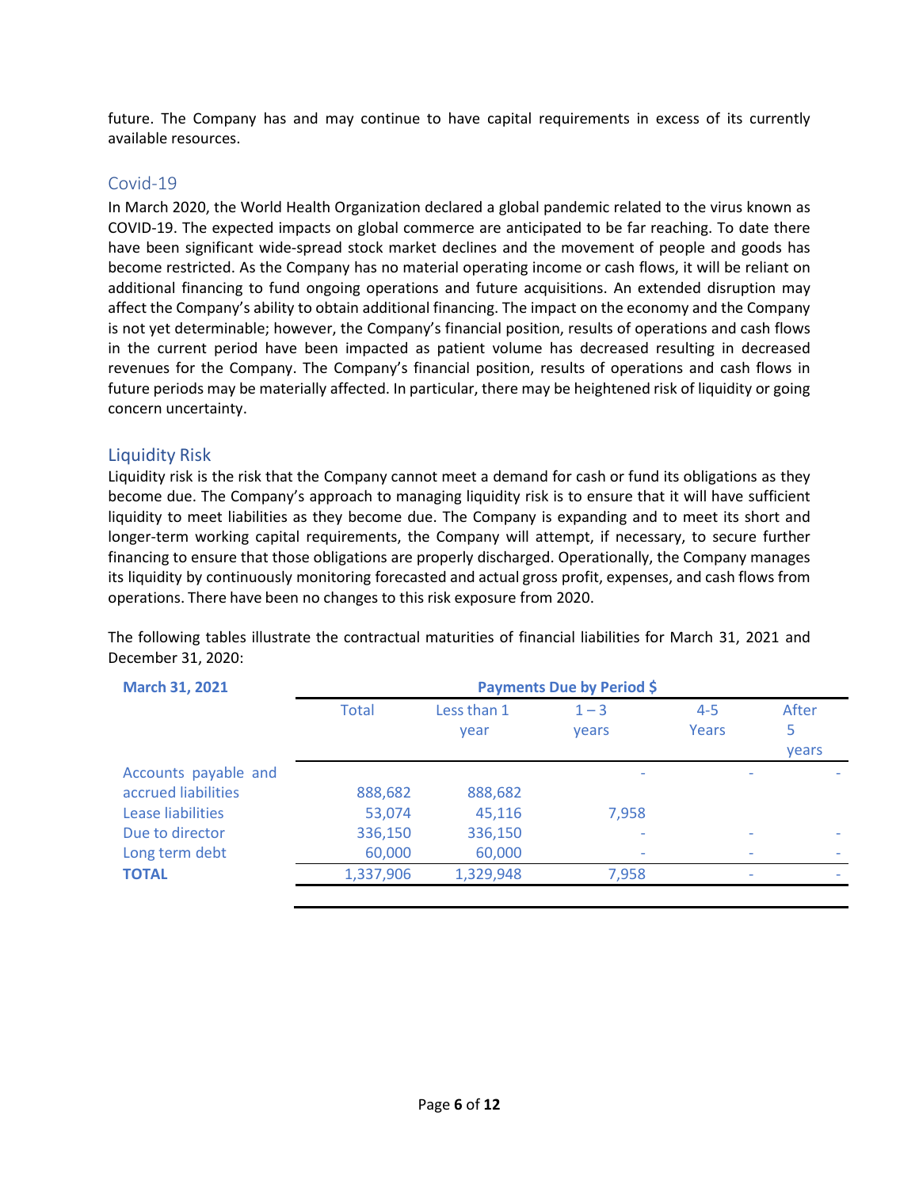future. The Company has and may continue to have capital requirements in excess of its currently available resources.

## Covid-19

In March 2020, the World Health Organization declared a global pandemic related to the virus known as COVID-19. The expected impacts on global commerce are anticipated to be far reaching. To date there have been significant wide-spread stock market declines and the movement of people and goods has become restricted. As the Company has no material operating income or cash flows, it will be reliant on additional financing to fund ongoing operations and future acquisitions. An extended disruption may affect the Company's ability to obtain additional financing. The impact on the economy and the Company is not yet determinable; however, the Company's financial position, results of operations and cash flows in the current period have been impacted as patient volume has decreased resulting in decreased revenues for the Company. The Company's financial position, results of operations and cash flows in future periods may be materially affected. In particular, there may be heightened risk of liquidity or going concern uncertainty.

## Liquidity Risk

Liquidity risk is the risk that the Company cannot meet a demand for cash or fund its obligations as they become due. The Company's approach to managing liquidity risk is to ensure that it will have sufficient liquidity to meet liabilities as they become due. The Company is expanding and to meet its short and longer-term working capital requirements, the Company will attempt, if necessary, to secure further financing to ensure that those obligations are properly discharged. Operationally, the Company manages its liquidity by continuously monitoring forecasted and actual gross profit, expenses, and cash flows from operations. There have been no changes to this risk exposure from 2020.

The following tables illustrate the contractual maturities of financial liabilities for March 31, 2021 and December 31, 2020:

| **March 31, 2021** | **Payments Due by Period $** | | | | |
|---|---|---|---|---|---|
| | Total | Less than 1 year | 1 – 3 years | 4-5 Years | After 5 years |
| Accounts payable and accrued liabilities | 888,682 | 888,682 | - | - | - |
| Lease liabilities | 53,074 | 45,116 | 7,958 | | |
| Due to director | 336,150 | 336,150 | - | - | - |
| Long term debt | 60,000 | 60,000 | - | - | - |
| **TOTAL** | 1,337,906 | 1,329,948 | 7,958 | - | - |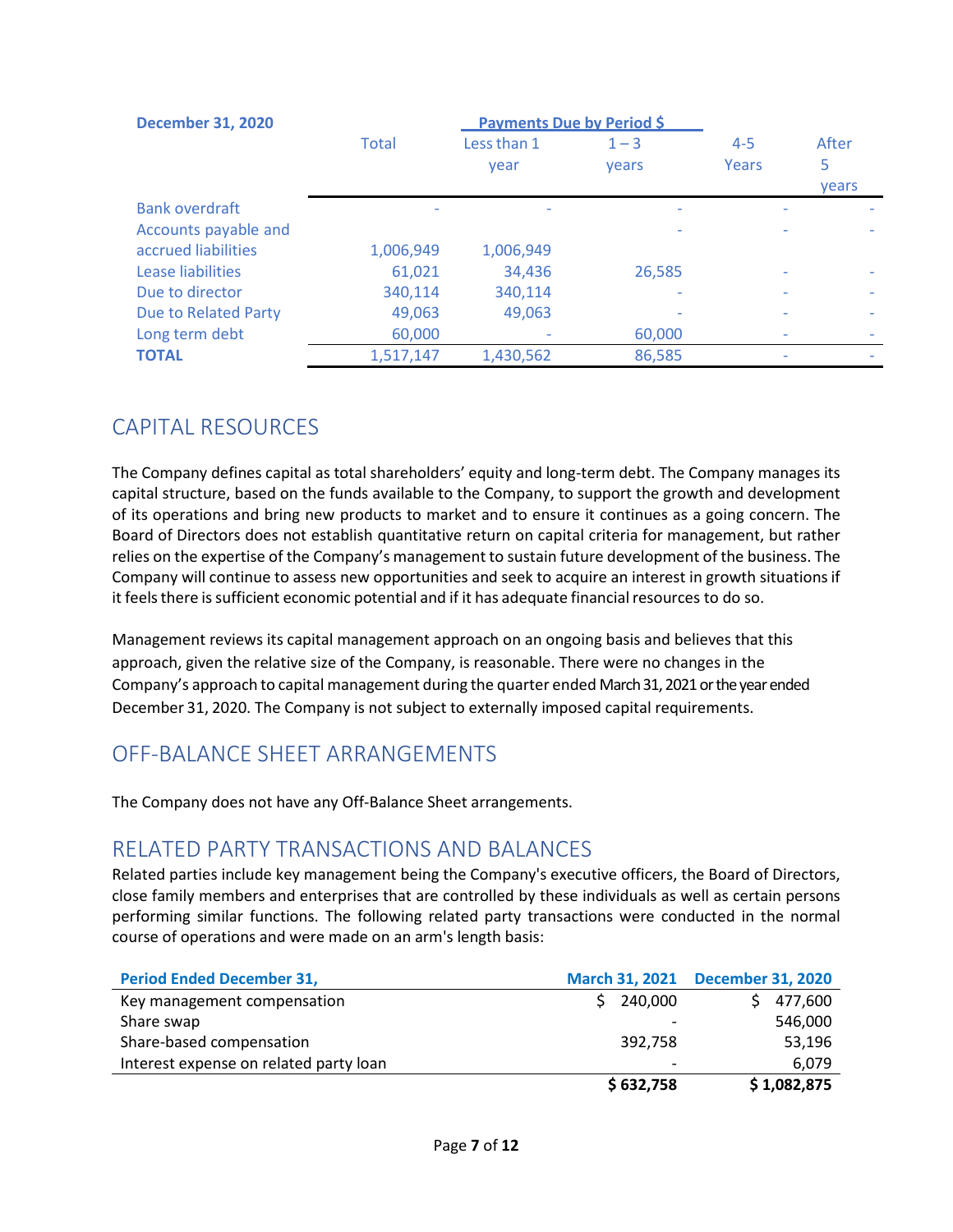| December 31, 2020 | | Payments Due by Period $ | | | |
|---|---|---|---|---|---|
| | Total | Less than 1 year | 1 – 3 years | 4-5 Years | After 5 years |
| Bank overdraft | - | - | - | - | - |
| Accounts payable and accrued liabilities | 1,006,949 | 1,006,949 | - | - | - |
| Lease liabilities | 61,021 | 34,436 | 26,585 | - | - |
| Due to director | 340,114 | 340,114 | - | - | - |
| Due to Related Party | 49,063 | 49,063 | - | - | - |
| Long term debt | 60,000 | - | 60,000 | - | - |
| **TOTAL** | 1,517,147 | 1,430,562 | 86,585 | - | - |

## CAPITAL RESOURCES

The Company defines capital as total shareholders' equity and long-term debt. The Company manages its capital structure, based on the funds available to the Company, to support the growth and development of its operations and bring new products to market and to ensure it continues as a going concern. The Board of Directors does not establish quantitative return on capital criteria for management, but rather relies on the expertise of the Company's management to sustain future development of the business. The Company will continue to assess new opportunities and seek to acquire an interest in growth situations if it feels there is sufficient economic potential and if it has adequate financial resources to do so.

Management reviews its capital management approach on an ongoing basis and believes that this approach, given the relative size of the Company, is reasonable. There were no changes in the Company's approach to capital management during the quarter ended March 31, 2021 or the year ended December 31, 2020. The Company is not subject to externally imposed capital requirements.

## OFF-BALANCE SHEET ARRANGEMENTS

The Company does not have any Off-Balance Sheet arrangements.

## RELATED PARTY TRANSACTIONS AND BALANCES

Related parties include key management being the Company's executive officers, the Board of Directors, close family members and enterprises that are controlled by these individuals as well as certain persons performing similar functions. The following related party transactions were conducted in the normal course of operations and were made on an arm's length basis:

| Period Ended December 31, | March 31, 2021 | December 31, 2020 |
|---|---|---|
| Key management compensation | $ 240,000 | $ 477,600 |
| Share swap | - | 546,000 |
| Share-based compensation | 392,758 | 53,196 |
| Interest expense on related party loan | - | 6,079 |
| | **$ 632,758** | **$ 1,082,875** |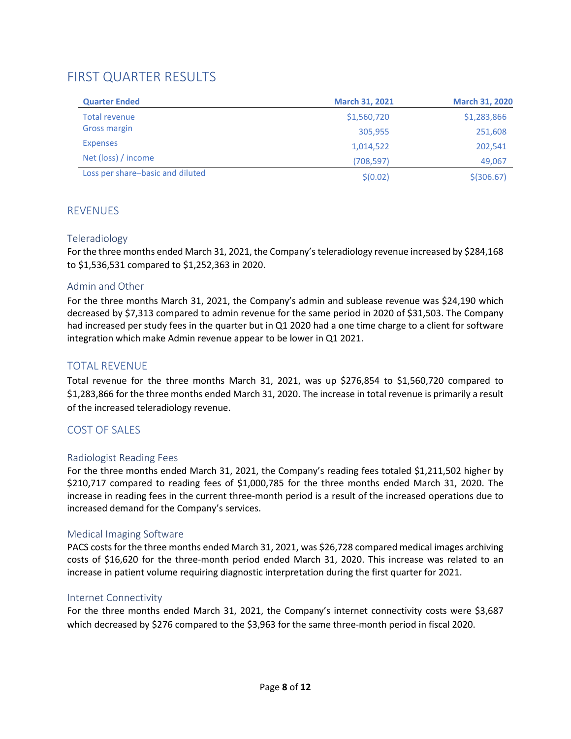# FIRST QUARTER RESULTS

| Quarter Ended | March 31, 2021 | March 31, 2020 |
|---|---|---|
| Total revenue | $1,560,720 | $1,283,866 |
| Gross margin | 305,955 | 251,608 |
| Expenses | 1,014,522 | 202,541 |
| Net (loss) / income | (708,597) | 49,067 |
| Loss per share–basic and diluted | $(0.02) | $(306.67) |

## REVENUES

### Teleradiology

For the three months ended March 31, 2021, the Company's teleradiology revenue increased by $284,168 to $1,536,531 compared to $1,252,363 in 2020.

### Admin and Other

For the three months March 31, 2021, the Company's admin and sublease revenue was $24,190 which decreased by $7,313 compared to admin revenue for the same period in 2020 of $31,503. The Company had increased per study fees in the quarter but in Q1 2020 had a one time charge to a client for software integration which make Admin revenue appear to be lower in Q1 2021.

## TOTAL REVENUE

Total revenue for the three months March 31, 2021, was up $276,854 to $1,560,720 compared to $1,283,866 for the three months ended March 31, 2020. The increase in total revenue is primarily a result of the increased teleradiology revenue.

## COST OF SALES

### Radiologist Reading Fees

For the three months ended March 31, 2021, the Company's reading fees totaled $1,211,502 higher by $210,717 compared to reading fees of $1,000,785 for the three months ended March 31, 2020. The increase in reading fees in the current three-month period is a result of the increased operations due to increased demand for the Company's services.

### Medical Imaging Software

PACS costs for the three months ended March 31, 2021, was $26,728 compared medical images archiving costs of $16,620 for the three-month period ended March 31, 2020. This increase was related to an increase in patient volume requiring diagnostic interpretation during the first quarter for 2021.

### Internet Connectivity

For the three months ended March 31, 2021, the Company's internet connectivity costs were $3,687 which decreased by $276 compared to the $3,963 for the same three-month period in fiscal 2020.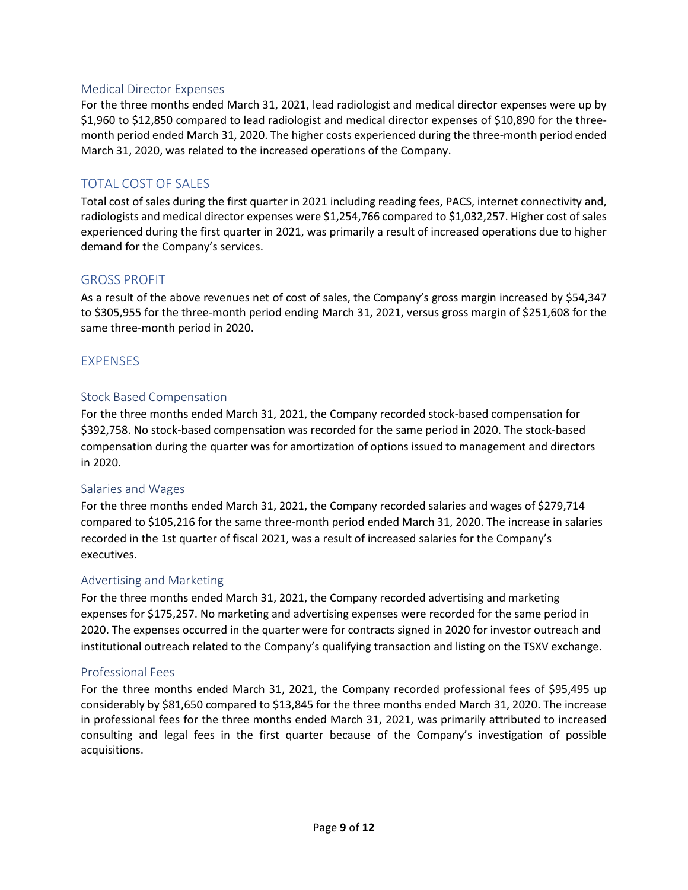### Medical Director Expenses

For the three months ended March 31, 2021, lead radiologist and medical director expenses were up by $1,960 to $12,850 compared to lead radiologist and medical director expenses of $10,890 for the three-month period ended March 31, 2020. The higher costs experienced during the three-month period ended March 31, 2020, was related to the increased operations of the Company.

## TOTAL COST OF SALES

Total cost of sales during the first quarter in 2021 including reading fees, PACS, internet connectivity and, radiologists and medical director expenses were $1,254,766 compared to $1,032,257. Higher cost of sales experienced during the first quarter in 2021, was primarily a result of increased operations due to higher demand for the Company's services.

## GROSS PROFIT

As a result of the above revenues net of cost of sales, the Company's gross margin increased by $54,347 to $305,955 for the three-month period ending March 31, 2021, versus gross margin of $251,608 for the same three-month period in 2020.

## EXPENSES

### Stock Based Compensation

For the three months ended March 31, 2021, the Company recorded stock-based compensation for $392,758. No stock-based compensation was recorded for the same period in 2020. The stock-based compensation during the quarter was for amortization of options issued to management and directors in 2020.

### Salaries and Wages

For the three months ended March 31, 2021, the Company recorded salaries and wages of $279,714 compared to $105,216 for the same three-month period ended March 31, 2020. The increase in salaries recorded in the 1st quarter of fiscal 2021, was a result of increased salaries for the Company's executives.

### Advertising and Marketing

For the three months ended March 31, 2021, the Company recorded advertising and marketing expenses for $175,257. No marketing and advertising expenses were recorded for the same period in 2020. The expenses occurred in the quarter were for contracts signed in 2020 for investor outreach and institutional outreach related to the Company's qualifying transaction and listing on the TSXV exchange.

### Professional Fees

For the three months ended March 31, 2021, the Company recorded professional fees of $95,495 up considerably by $81,650 compared to $13,845 for the three months ended March 31, 2020. The increase in professional fees for the three months ended March 31, 2021, was primarily attributed to increased consulting and legal fees in the first quarter because of the Company's investigation of possible acquisitions.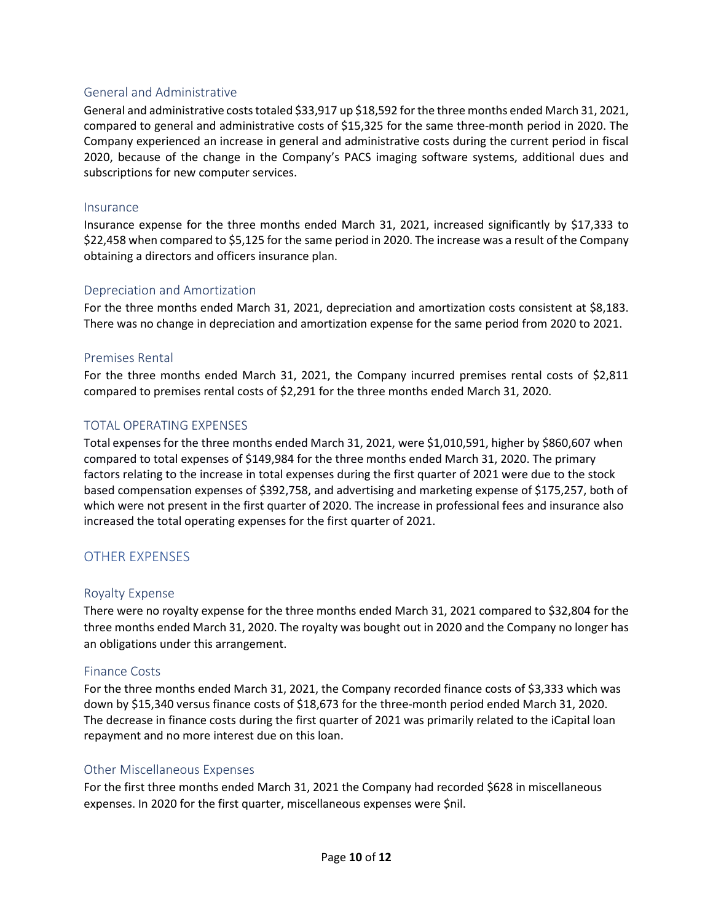### General and Administrative

General and administrative costs totaled $33,917 up $18,592 for the three months ended March 31, 2021, compared to general and administrative costs of $15,325 for the same three-month period in 2020. The Company experienced an increase in general and administrative costs during the current period in fiscal 2020, because of the change in the Company's PACS imaging software systems, additional dues and subscriptions for new computer services.

### Insurance

Insurance expense for the three months ended March 31, 2021, increased significantly by $17,333 to $22,458 when compared to $5,125 for the same period in 2020. The increase was a result of the Company obtaining a directors and officers insurance plan.

### Depreciation and Amortization

For the three months ended March 31, 2021, depreciation and amortization costs consistent at $8,183. There was no change in depreciation and amortization expense for the same period from 2020 to 2021.

### Premises Rental

For the three months ended March 31, 2021, the Company incurred premises rental costs of $2,811 compared to premises rental costs of $2,291 for the three months ended March 31, 2020.

### TOTAL OPERATING EXPENSES

Total expenses for the three months ended March 31, 2021, were $1,010,591, higher by $860,607 when compared to total expenses of $149,984 for the three months ended March 31, 2020. The primary factors relating to the increase in total expenses during the first quarter of 2021 were due to the stock based compensation expenses of $392,758, and advertising and marketing expense of $175,257, both of which were not present in the first quarter of 2020. The increase in professional fees and insurance also increased the total operating expenses for the first quarter of 2021.

## OTHER EXPENSES

### Royalty Expense

There were no royalty expense for the three months ended March 31, 2021 compared to $32,804 for the three months ended March 31, 2020. The royalty was bought out in 2020 and the Company no longer has an obligations under this arrangement.

### Finance Costs

For the three months ended March 31, 2021, the Company recorded finance costs of $3,333 which was down by $15,340 versus finance costs of $18,673 for the three-month period ended March 31, 2020. The decrease in finance costs during the first quarter of 2021 was primarily related to the iCapital loan repayment and no more interest due on this loan.

### Other Miscellaneous Expenses

For the first three months ended March 31, 2021 the Company had recorded $628 in miscellaneous expenses. In 2020 for the first quarter, miscellaneous expenses were $nil.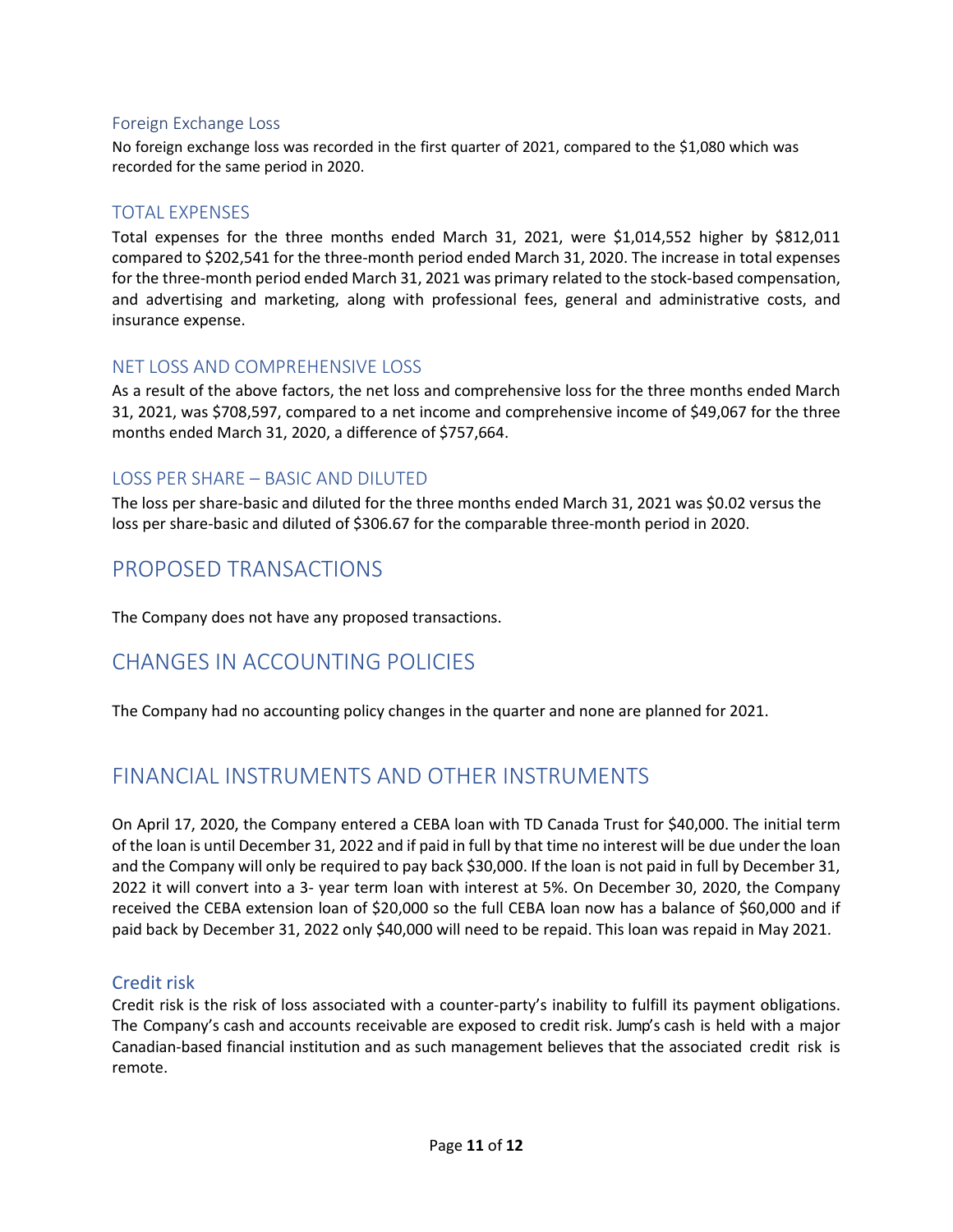### Foreign Exchange Loss

No foreign exchange loss was recorded in the first quarter of 2021, compared to the $1,080 which was recorded for the same period in 2020.

### TOTAL EXPENSES

Total expenses for the three months ended March 31, 2021, were $1,014,552 higher by $812,011 compared to $202,541 for the three-month period ended March 31, 2020. The increase in total expenses for the three-month period ended March 31, 2021 was primary related to the stock-based compensation, and advertising and marketing, along with professional fees, general and administrative costs, and insurance expense.

### NET LOSS AND COMPREHENSIVE LOSS

As a result of the above factors, the net loss and comprehensive loss for the three months ended March 31, 2021, was $708,597, compared to a net income and comprehensive income of $49,067 for the three months ended March 31, 2020, a difference of $757,664.

### LOSS PER SHARE – BASIC AND DILUTED

The loss per share-basic and diluted for the three months ended March 31, 2021 was $0.02 versus the loss per share-basic and diluted of $306.67 for the comparable three-month period in 2020.

## PROPOSED TRANSACTIONS

The Company does not have any proposed transactions.

## CHANGES IN ACCOUNTING POLICIES

The Company had no accounting policy changes in the quarter and none are planned for 2021.

## FINANCIAL INSTRUMENTS AND OTHER INSTRUMENTS

On April 17, 2020, the Company entered a CEBA loan with TD Canada Trust for $40,000. The initial term of the loan is until December 31, 2022 and if paid in full by that time no interest will be due under the loan and the Company will only be required to pay back $30,000. If the loan is not paid in full by December 31, 2022 it will convert into a 3- year term loan with interest at 5%. On December 30, 2020, the Company received the CEBA extension loan of $20,000 so the full CEBA loan now has a balance of $60,000 and if paid back by December 31, 2022 only $40,000 will need to be repaid. This loan was repaid in May 2021.

### Credit risk

Credit risk is the risk of loss associated with a counter-party's inability to fulfill its payment obligations. The Company's cash and accounts receivable are exposed to credit risk. Jump's cash is held with a major Canadian-based financial institution and as such management believes that the associated credit risk is remote.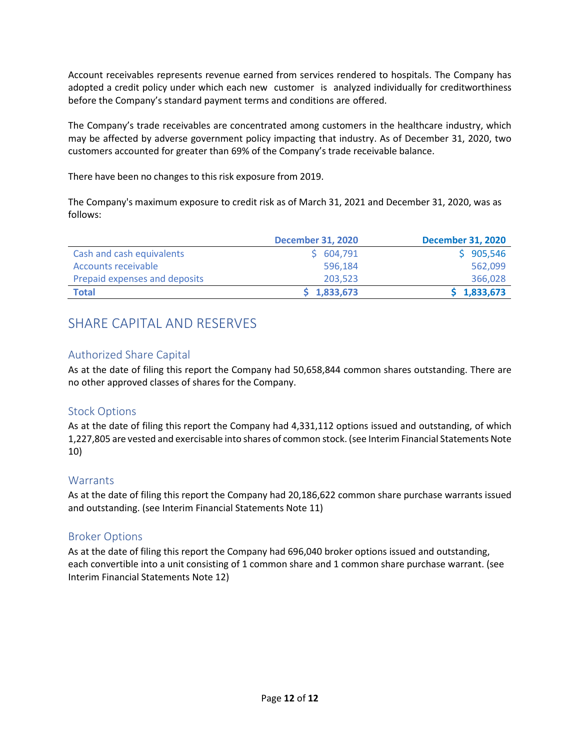Account receivables represents revenue earned from services rendered to hospitals. The Company has adopted a credit policy under which each new customer is analyzed individually for creditworthiness before the Company's standard payment terms and conditions are offered.

The Company's trade receivables are concentrated among customers in the healthcare industry, which may be affected by adverse government policy impacting that industry. As of December 31, 2020, two customers accounted for greater than 69% of the Company's trade receivable balance.

There have been no changes to this risk exposure from 2019.

The Company's maximum exposure to credit risk as of March 31, 2021 and December 31, 2020, was as follows:

| | December 31, 2020 | December 31, 2020 |
|---|---|---|
| Cash and cash equivalents | $ 604,791 | $ 905,546 |
| Accounts receivable | 596,184 | 562,099 |
| Prepaid expenses and deposits | 203,523 | 366,028 |
| **Total** | **$ 1,833,673** | **$ 1,833,673** |

# SHARE CAPITAL AND RESERVES

## Authorized Share Capital

As at the date of filing this report the Company had 50,658,844 common shares outstanding. There are no other approved classes of shares for the Company.

## Stock Options

As at the date of filing this report the Company had 4,331,112 options issued and outstanding, of which 1,227,805 are vested and exercisable into shares of common stock. (see Interim Financial Statements Note 10)

## Warrants

As at the date of filing this report the Company had 20,186,622 common share purchase warrants issued and outstanding. (see Interim Financial Statements Note 11)

## Broker Options

As at the date of filing this report the Company had 696,040 broker options issued and outstanding, each convertible into a unit consisting of 1 common share and 1 common share purchase warrant. (see Interim Financial Statements Note 12)